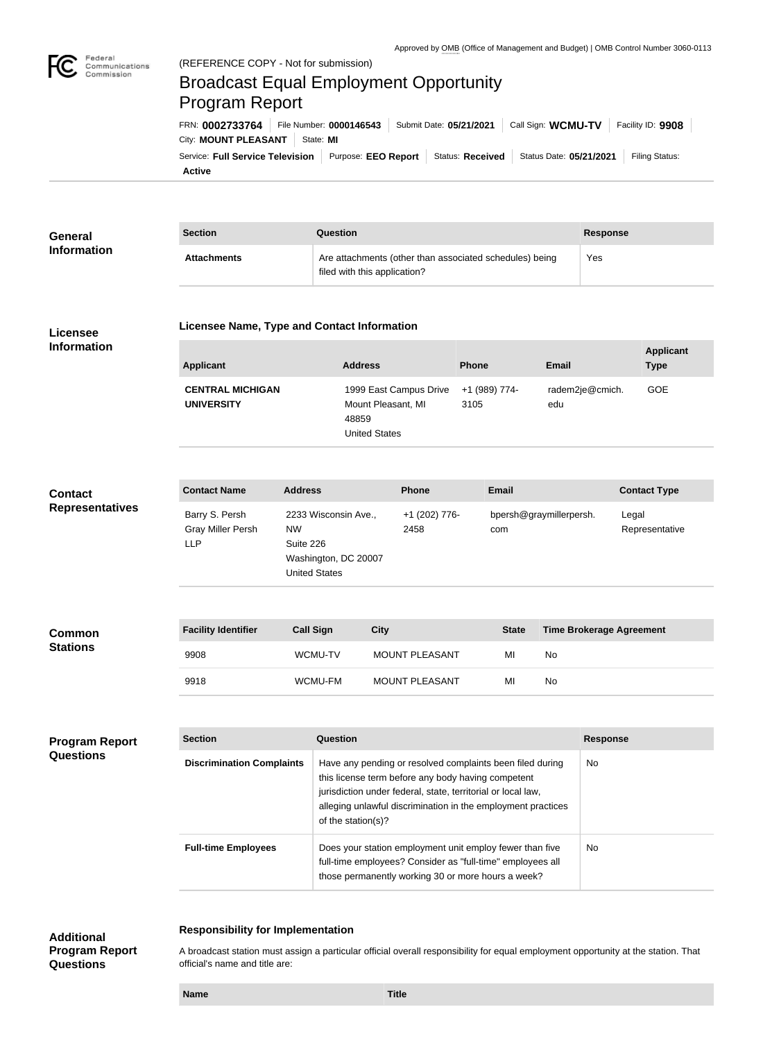Approved by OMB (Office of Management and Budget) | OMB Control Number 3060-0113

Federal Communications Commission

(REFERENCE COPY - Not for submission)

# Broadcast Equal Employment Opportunity Program Report

FRN: **0002733764** | File Number: **0000146543** | Submit Date: **05/21/2021** | Call Sign: **WCMU-TV** | Facility ID: **9908** | City: **MOUNT PLEASANT** | State: **MI**

Service: **Full Service Television** | Purpose: **EEO Report** | Status: **Received** | Status Date: **05/21/2021** | Filing Status: **Active**

## General Information

| Section | Question | Response |
| --- | --- | --- |
| **Attachments** | Are attachments (other than associated schedules) being filed with this application? | Yes |

## Licensee Information

### Licensee Name, Type and Contact Information

| Applicant | Address | Phone | Email | Applicant Type |
| --- | --- | --- | --- | --- |
| **CENTRAL MICHIGAN UNIVERSITY** | 1999 East Campus Drive Mount Pleasant, MI 48859 United States | +1 (989) 774-3105 | radem2je@cmich.edu | GOE |

## Contact Representatives

| Contact Name | Address | Phone | Email | Contact Type |
| --- | --- | --- | --- | --- |
| Barry S. Persh Gray Miller Persh LLP | 2233 Wisconsin Ave., NW Suite 226 Washington, DC 20007 United States | +1 (202) 776-2458 | bpersh@graymillerpersh.com | Legal Representative |

## Common Stations

| Facility Identifier | Call Sign | City | State | Time Brokerage Agreement |
| --- | --- | --- | --- | --- |
| 9908 | WCMU-TV | MOUNT PLEASANT | MI | No |
| 9918 | WCMU-FM | MOUNT PLEASANT | MI | No |

## Program Report Questions

| Section | Question | Response |
| --- | --- | --- |
| **Discrimination Complaints** | Have any pending or resolved complaints been filed during this license term before any body having competent jurisdiction under federal, state, territorial or local law, alleging unlawful discrimination in the employment practices of the station(s)? | No |
| **Full-time Employees** | Does your station employment unit employ fewer than five full-time employees? Consider as "full-time" employees all those permanently working 30 or more hours a week? | No |

## Additional Program Report Questions

### Responsibility for Implementation

A broadcast station must assign a particular official overall responsibility for equal employment opportunity at the station. That official's name and title are:

| Name | Title |
| --- | --- |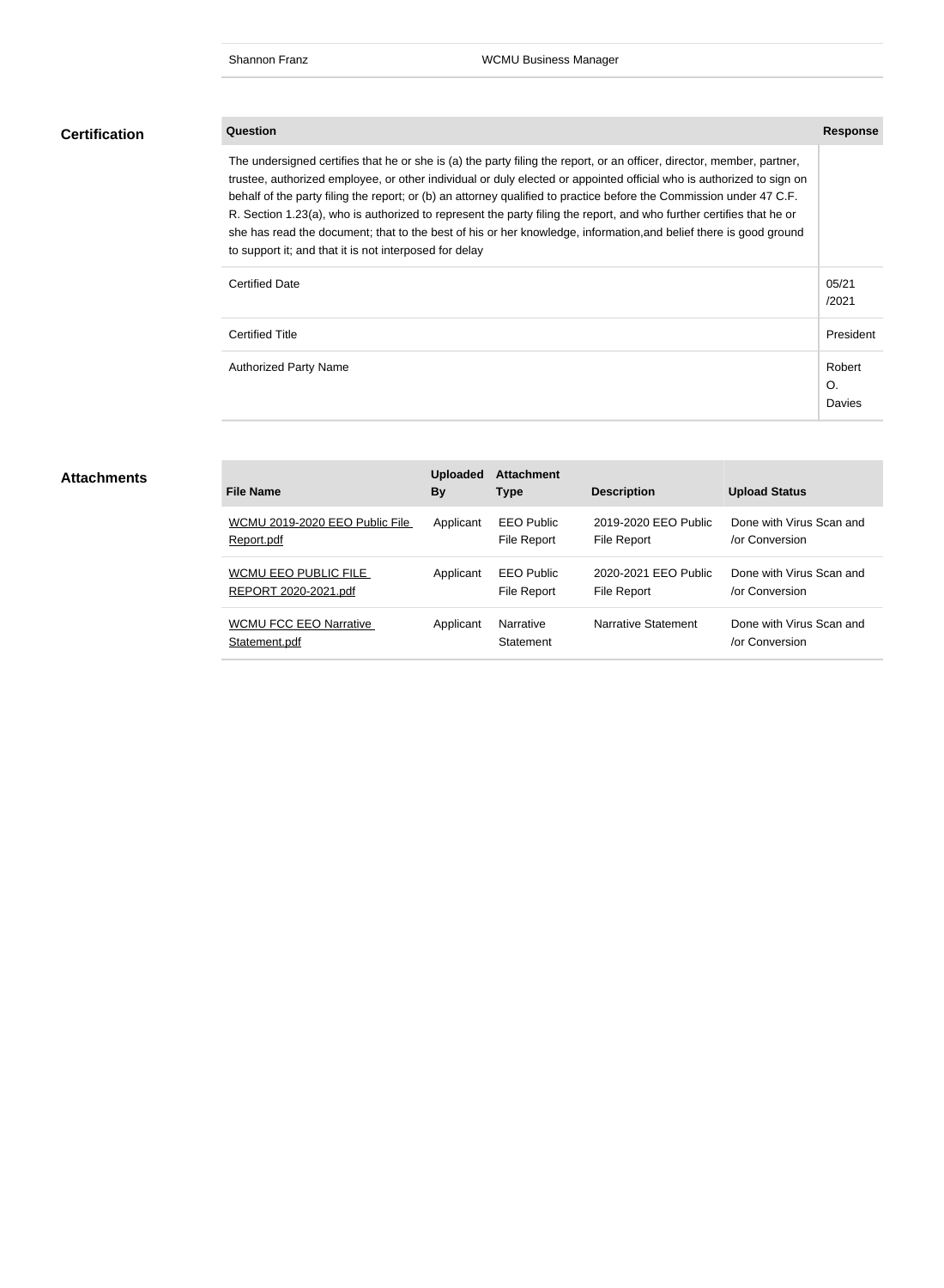| | |
|---|---|
| Shannon Franz | WCMU Business Manager |

## Certification

| Question | Response |
|---|---|
| The undersigned certifies that he or she is (a) the party filing the report, or an officer, director, member, partner, trustee, authorized employee, or other individual or duly elected or appointed official who is authorized to sign on behalf of the party filing the report; or (b) an attorney qualified to practice before the Commission under 47 C.F. R. Section 1.23(a), who is authorized to represent the party filing the report, and who further certifies that he or she has read the document; that to the best of his or her knowledge, information,and belief there is good ground to support it; and that it is not interposed for delay | |
| Certified Date | 05/21/2021 |
| Certified Title | President |
| Authorized Party Name | Robert O. Davies |

## Attachments

| File Name | Uploaded By | Attachment Type | Description | Upload Status |
|---|---|---|---|---|
| WCMU 2019-2020 EEO Public File Report.pdf | Applicant | EEO Public File Report | 2019-2020 EEO Public File Report | Done with Virus Scan and /or Conversion |
| WCMU EEO PUBLIC FILE REPORT 2020-2021.pdf | Applicant | EEO Public File Report | 2020-2021 EEO Public File Report | Done with Virus Scan and /or Conversion |
| WCMU FCC EEO Narrative Statement.pdf | Applicant | Narrative Statement | Narrative Statement | Done with Virus Scan and /or Conversion |